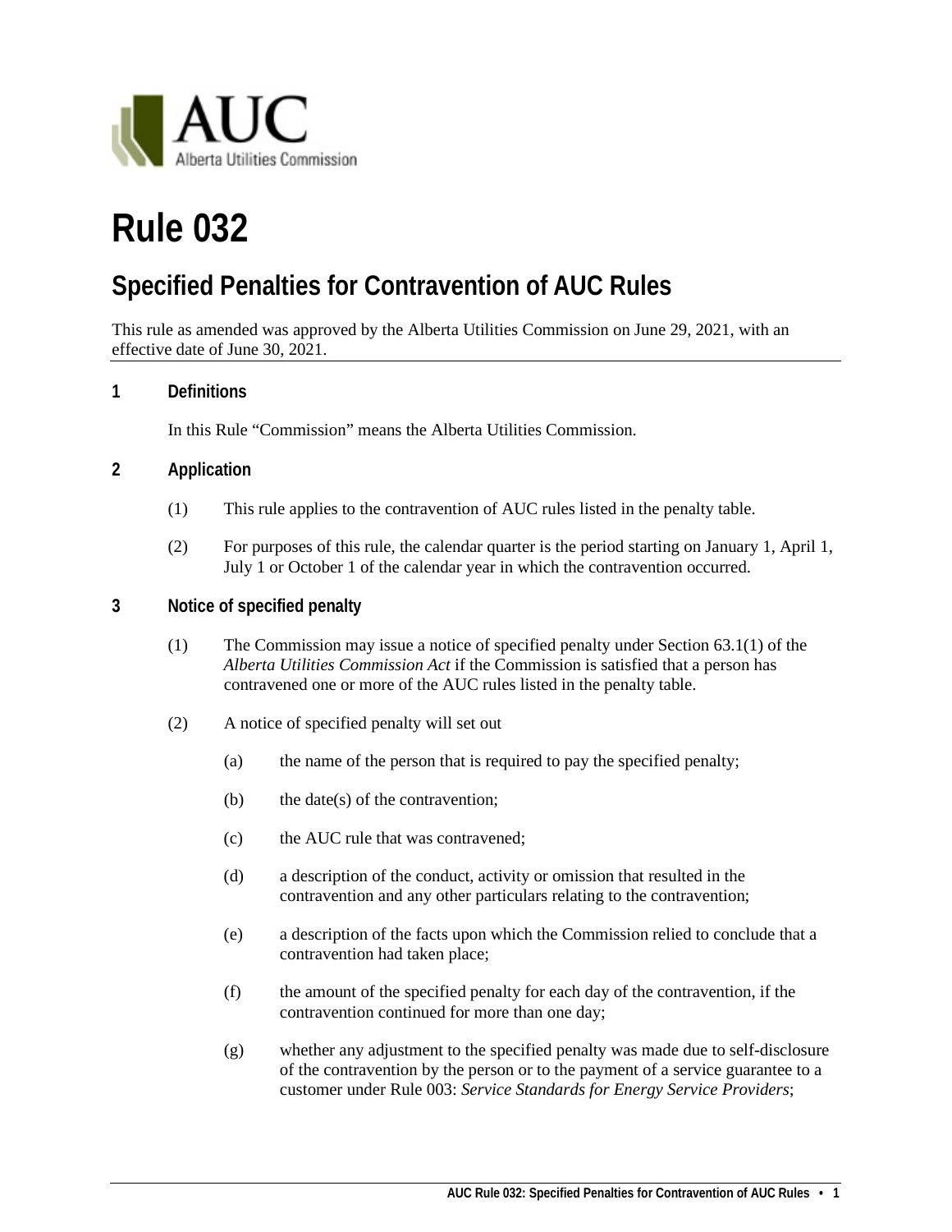# Rule 032

## Specified Penalties for Contravention of AUC Rules

This rule as amended was approved by the Alberta Utilities Commission on June 29, 2021, with an effective date of June 30, 2021.

### 1 Definitions

In this Rule "Commission" means the Alberta Utilities Commission.

### 2 Application

(1) This rule applies to the contravention of AUC rules listed in the penalty table.

(2) For purposes of this rule, the calendar quarter is the period starting on January 1, April 1, July 1 or October 1 of the calendar year in which the contravention occurred.

### 3 Notice of specified penalty

(1) The Commission may issue a notice of specified penalty under Section 63.1(1) of the *Alberta Utilities Commission Act* if the Commission is satisfied that a person has contravened one or more of the AUC rules listed in the penalty table.

(2) A notice of specified penalty will set out

(a) the name of the person that is required to pay the specified penalty;

(b) the date(s) of the contravention;

(c) the AUC rule that was contravened;

(d) a description of the conduct, activity or omission that resulted in the contravention and any other particulars relating to the contravention;

(e) a description of the facts upon which the Commission relied to conclude that a contravention had taken place;

(f) the amount of the specified penalty for each day of the contravention, if the contravention continued for more than one day;

(g) whether any adjustment to the specified penalty was made due to self-disclosure of the contravention by the person or to the payment of a service guarantee to a customer under Rule 003: *Service Standards for Energy Service Providers*;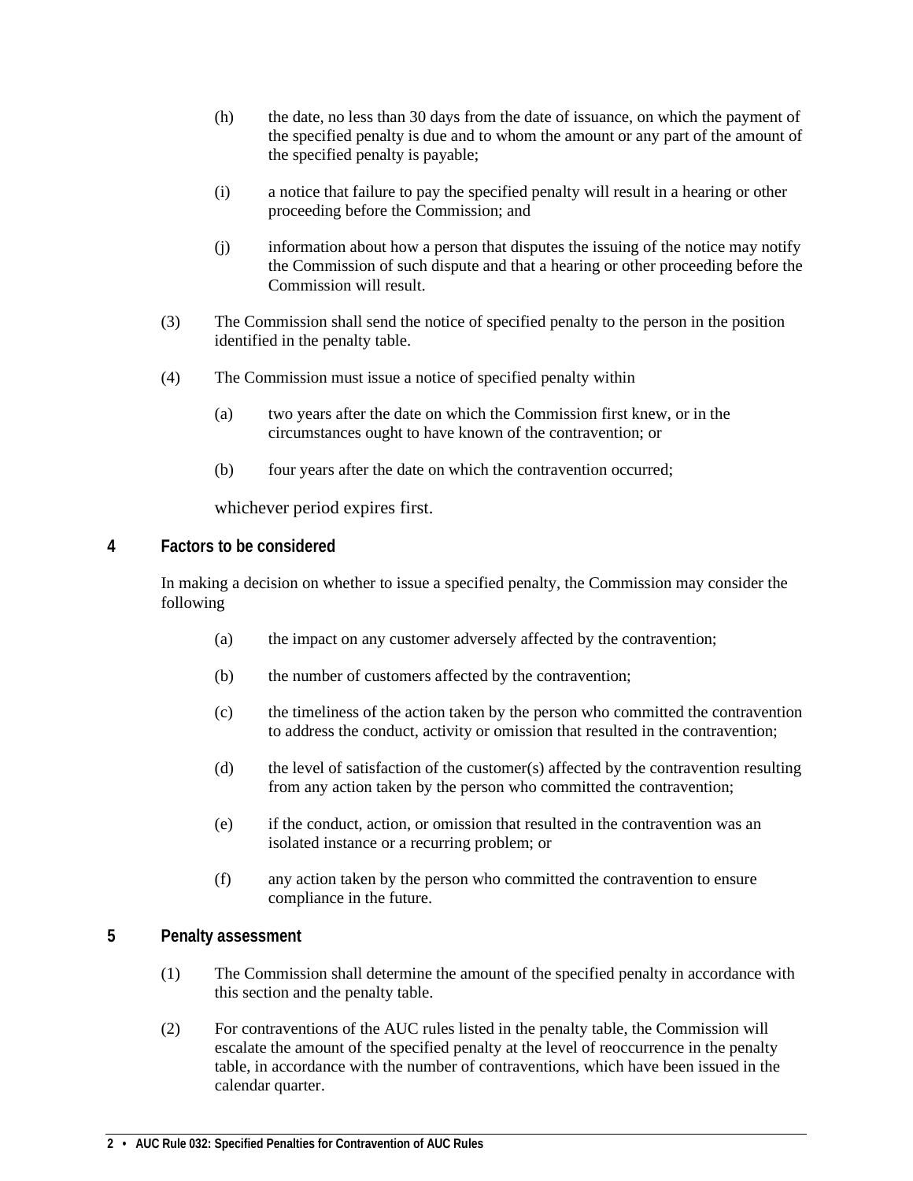(h) the date, no less than 30 days from the date of issuance, on which the payment of the specified penalty is due and to whom the amount or any part of the amount of the specified penalty is payable;

(i) a notice that failure to pay the specified penalty will result in a hearing or other proceeding before the Commission; and

(j) information about how a person that disputes the issuing of the notice may notify the Commission of such dispute and that a hearing or other proceeding before the Commission will result.

(3) The Commission shall send the notice of specified penalty to the person in the position identified in the penalty table.

(4) The Commission must issue a notice of specified penalty within

(a) two years after the date on which the Commission first knew, or in the circumstances ought to have known of the contravention; or

(b) four years after the date on which the contravention occurred;

whichever period expires first.

## 4 Factors to be considered

In making a decision on whether to issue a specified penalty, the Commission may consider the following

(a) the impact on any customer adversely affected by the contravention;

(b) the number of customers affected by the contravention;

(c) the timeliness of the action taken by the person who committed the contravention to address the conduct, activity or omission that resulted in the contravention;

(d) the level of satisfaction of the customer(s) affected by the contravention resulting from any action taken by the person who committed the contravention;

(e) if the conduct, action, or omission that resulted in the contravention was an isolated instance or a recurring problem; or

(f) any action taken by the person who committed the contravention to ensure compliance in the future.

## 5 Penalty assessment

(1) The Commission shall determine the amount of the specified penalty in accordance with this section and the penalty table.

(2) For contraventions of the AUC rules listed in the penalty table, the Commission will escalate the amount of the specified penalty at the level of reoccurrence in the penalty table, in accordance with the number of contraventions, which have been issued in the calendar quarter.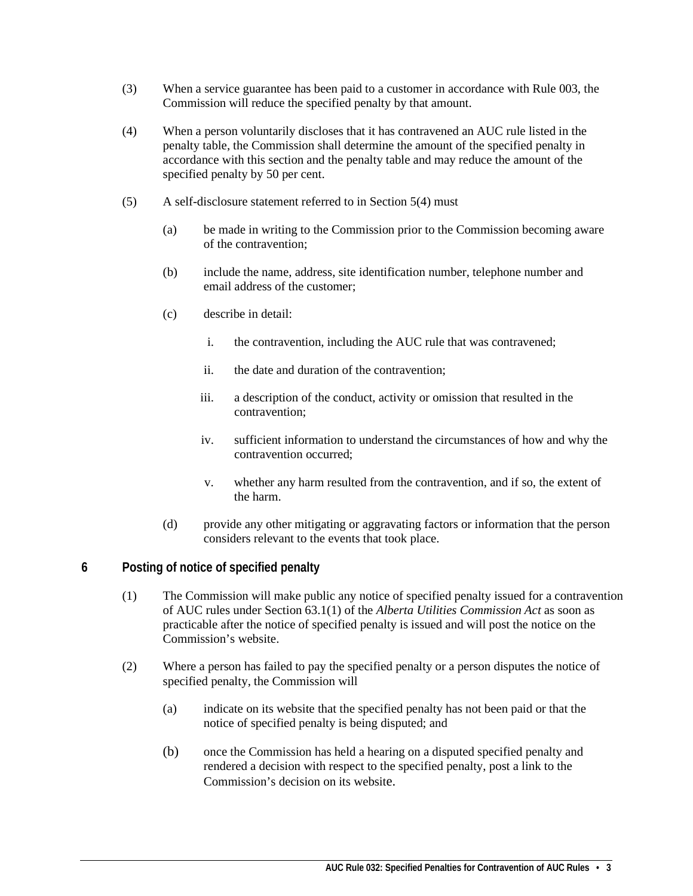(3) When a service guarantee has been paid to a customer in accordance with Rule 003, the Commission will reduce the specified penalty by that amount.

(4) When a person voluntarily discloses that it has contravened an AUC rule listed in the penalty table, the Commission shall determine the amount of the specified penalty in accordance with this section and the penalty table and may reduce the amount of the specified penalty by 50 per cent.

(5) A self-disclosure statement referred to in Section 5(4) must

(a) be made in writing to the Commission prior to the Commission becoming aware of the contravention;

(b) include the name, address, site identification number, telephone number and email address of the customer;

(c) describe in detail:

i. the contravention, including the AUC rule that was contravened;

ii. the date and duration of the contravention;

iii. a description of the conduct, activity or omission that resulted in the contravention;

iv. sufficient information to understand the circumstances of how and why the contravention occurred;

v. whether any harm resulted from the contravention, and if so, the extent of the harm.

(d) provide any other mitigating or aggravating factors or information that the person considers relevant to the events that took place.

## 6 Posting of notice of specified penalty

(1) The Commission will make public any notice of specified penalty issued for a contravention of AUC rules under Section 63.1(1) of the *Alberta Utilities Commission Act* as soon as practicable after the notice of specified penalty is issued and will post the notice on the Commission's website.

(2) Where a person has failed to pay the specified penalty or a person disputes the notice of specified penalty, the Commission will

(a) indicate on its website that the specified penalty has not been paid or that the notice of specified penalty is being disputed; and

(b) once the Commission has held a hearing on a disputed specified penalty and rendered a decision with respect to the specified penalty, post a link to the Commission's decision on its website.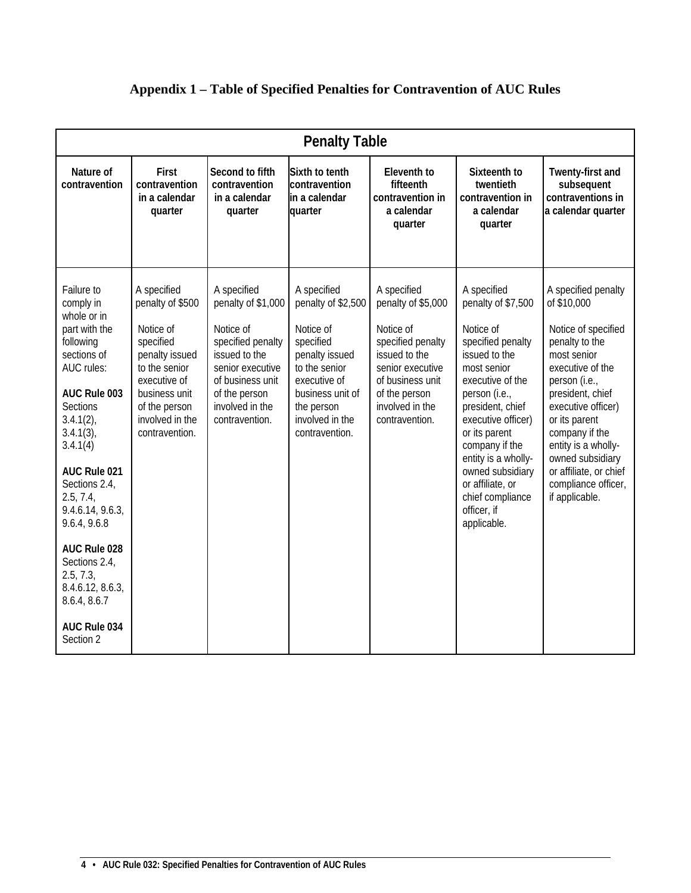## Appendix 1 – Table of Specified Penalties for Contravention of AUC Rules

| Penalty Table | | | | | | |
|---|---|---|---|---|---|---|
| **Nature of contravention** | **First contravention in a calendar quarter** | **Second to fifth contravention in a calendar quarter** | **Sixth to tenth contravention in a calendar quarter** | **Eleventh to fifteenth contravention in a calendar quarter** | **Sixteenth to twentieth contravention in a calendar quarter** | **Twenty-first and subsequent contraventions in a calendar quarter** |
| Failure to comply in whole or in part with the following sections of AUC rules:<br><br>**AUC Rule 003** Sections 3.4.1(2), 3.4.1(3), 3.4.1(4)<br><br>**AUC Rule 021** Sections 2.4, 2.5, 7.4, 9.4.6.14, 9.6.3, 9.6.4, 9.6.8<br><br>**AUC Rule 028** Sections 2.4, 2.5, 7.3, 8.4.6.12, 8.6.3, 8.6.4, 8.6.7<br><br>**AUC Rule 034** Section 2 | A specified penalty of $500<br><br>Notice of specified penalty issued to the senior executive of business unit of the person involved in the contravention. | A specified penalty of $1,000<br><br>Notice of specified penalty issued to the senior executive of business unit of the person involved in the contravention. | A specified penalty of $2,500<br><br>Notice of specified penalty issued to the senior executive of business unit of the person involved in the contravention. | A specified penalty of $5,000<br><br>Notice of specified penalty issued to the senior executive of business unit of the person involved in the contravention. | A specified penalty of $7,500<br><br>Notice of specified penalty issued to the most senior executive of the person (i.e., president, chief executive officer) or its parent company if the entity is a wholly-owned subsidiary or affiliate, or chief compliance officer, if applicable. | A specified penalty of $10,000<br><br>Notice of specified penalty to the most senior executive of the person (i.e., president, chief executive officer) or its parent company if the entity is a wholly-owned subsidiary or affiliate, or chief compliance officer, if applicable. |